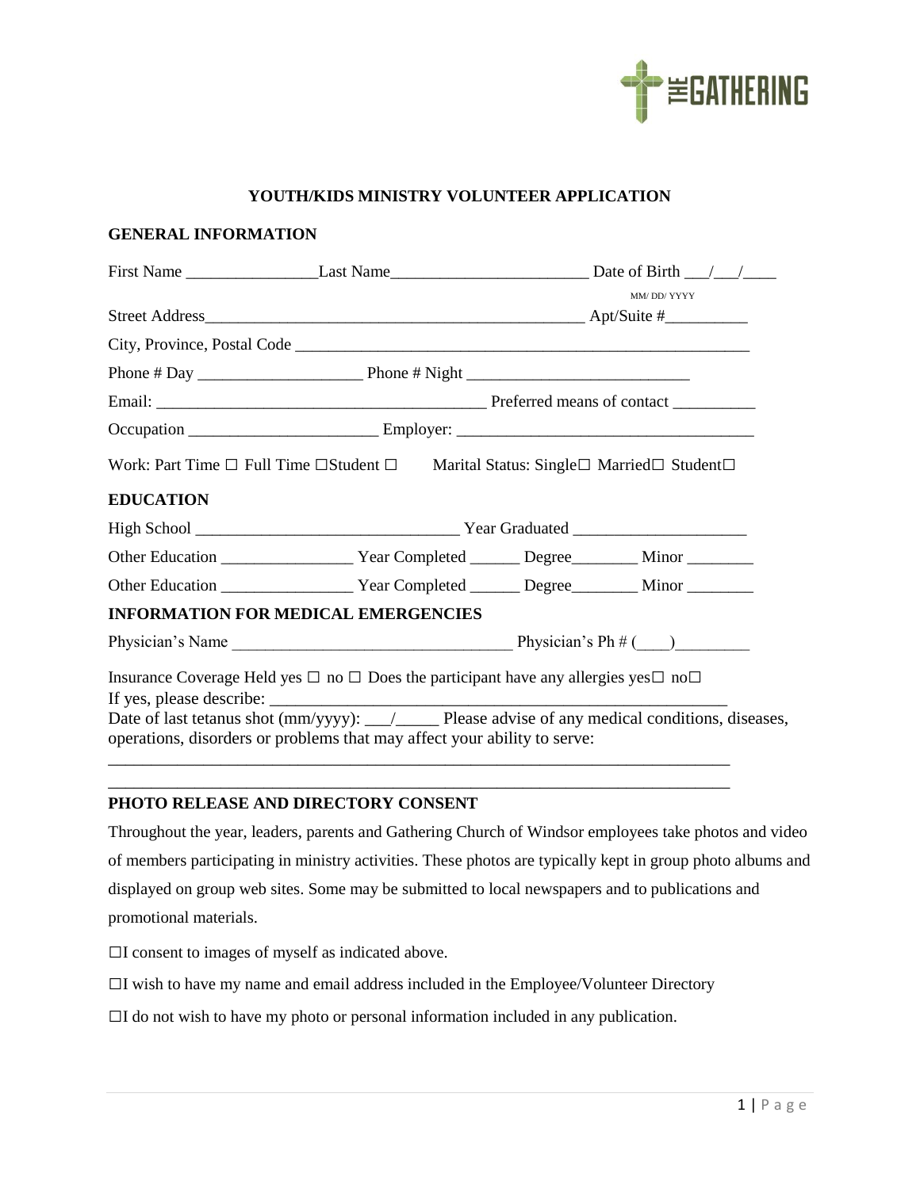# YOUTH/KIDS MINISTRY VOLUNTEER APPLICATION

## GENERAL INFORMATION

First Name ________________Last Name________________________ Date of Birth ___/___/____
MM/ DD/ YYYY

Street Address_______________________________________________ Apt/Suite #__________

City, Province, Postal Code ________________________________________________________

Phone # Day ____________________ Phone # Night ___________________________

Email: ________________________________________ Preferred means of contact __________

Occupation _______________________ Employer: ____________________________________

Work: Part Time ☐ Full Time ☐Student ☐ Marital Status: Single☐ Married☐ Student☐

## EDUCATION

High School ________________________________ Year Graduated _____________________

Other Education ________________ Year Completed ______ Degree________ Minor ________

Other Education ________________ Year Completed ______ Degree________ Minor ________

## INFORMATION FOR MEDICAL EMERGENCIES

Physician's Name __________________________________ Physician's Ph # (____)_________

Insurance Coverage Held yes ☐ no ☐ Does the participant have any allergies yes☐ no☐
If yes, please describe: _______________________________________________________
Date of last tetanus shot (mm/yyyy): ___/_____ Please advise of any medical conditions, diseases, operations, disorders or problems that may affect your ability to serve:

_____________________________________________________________________________

_____________________________________________________________________________

## PHOTO RELEASE AND DIRECTORY CONSENT

Throughout the year, leaders, parents and Gathering Church of Windsor employees take photos and video of members participating in ministry activities. These photos are typically kept in group photo albums and displayed on group web sites. Some may be submitted to local newspapers and to publications and promotional materials.

☐I consent to images of myself as indicated above.

☐I wish to have my name and email address included in the Employee/Volunteer Directory

☐I do not wish to have my photo or personal information included in any publication.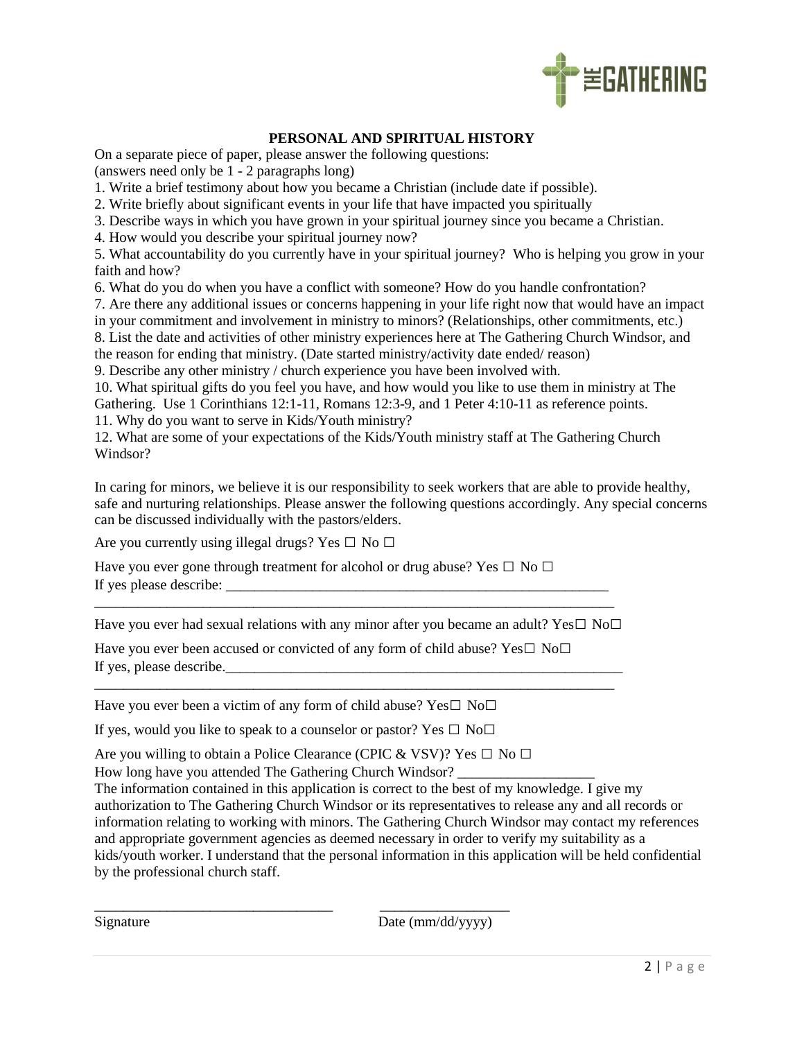## PERSONAL AND SPIRITUAL HISTORY

On a separate piece of paper, please answer the following questions:
(answers need only be 1 - 2 paragraphs long)

1. Write a brief testimony about how you became a Christian (include date if possible).
2. Write briefly about significant events in your life that have impacted you spiritually
3. Describe ways in which you have grown in your spiritual journey since you became a Christian.
4. How would you describe your spiritual journey now?
5. What accountability do you currently have in your spiritual journey? Who is helping you grow in your faith and how?
6. What do you do when you have a conflict with someone? How do you handle confrontation?
7. Are there any additional issues or concerns happening in your life right now that would have an impact in your commitment and involvement in ministry to minors? (Relationships, other commitments, etc.)
8. List the date and activities of other ministry experiences here at The Gathering Church Windsor, and the reason for ending that ministry. (Date started ministry/activity date ended/ reason)
9. Describe any other ministry / church experience you have been involved with.
10. What spiritual gifts do you feel you have, and how would you like to use them in ministry at The Gathering. Use 1 Corinthians 12:1-11, Romans 12:3-9, and 1 Peter 4:10-11 as reference points.
11. Why do you want to serve in Kids/Youth ministry?
12. What are some of your expectations of the Kids/Youth ministry staff at The Gathering Church Windsor?

In caring for minors, we believe it is our responsibility to seek workers that are able to provide healthy, safe and nurturing relationships. Please answer the following questions accordingly. Any special concerns can be discussed individually with the pastors/elders.

Are you currently using illegal drugs? Yes ☐ No ☐

Have you ever gone through treatment for alcohol or drug abuse? Yes ☐ No ☐
If yes please describe: ______________________________________________________
___________________________________________________________________________

Have you ever had sexual relations with any minor after you became an adult? Yes☐ No☐

Have you ever been accused or convicted of any form of child abuse? Yes☐ No☐
If yes, please describe.________________________________________________________
___________________________________________________________________________

Have you ever been a victim of any form of child abuse? Yes☐ No☐

If yes, would you like to speak to a counselor or pastor? Yes ☐ No☐

Are you willing to obtain a Police Clearance (CPIC & VSV)? Yes ☐ No ☐
How long have you attended The Gathering Church Windsor? ___________________
The information contained in this application is correct to the best of my knowledge. I give my authorization to The Gathering Church Windsor or its representatives to release any and all records or information relating to working with minors. The Gathering Church Windsor may contact my references and appropriate government agencies as deemed necessary in order to verify my suitability as a kids/youth worker. I understand that the personal information in this application will be held confidential by the professional church staff.

_________________________________ _________________
Signature Date (mm/dd/yyyy)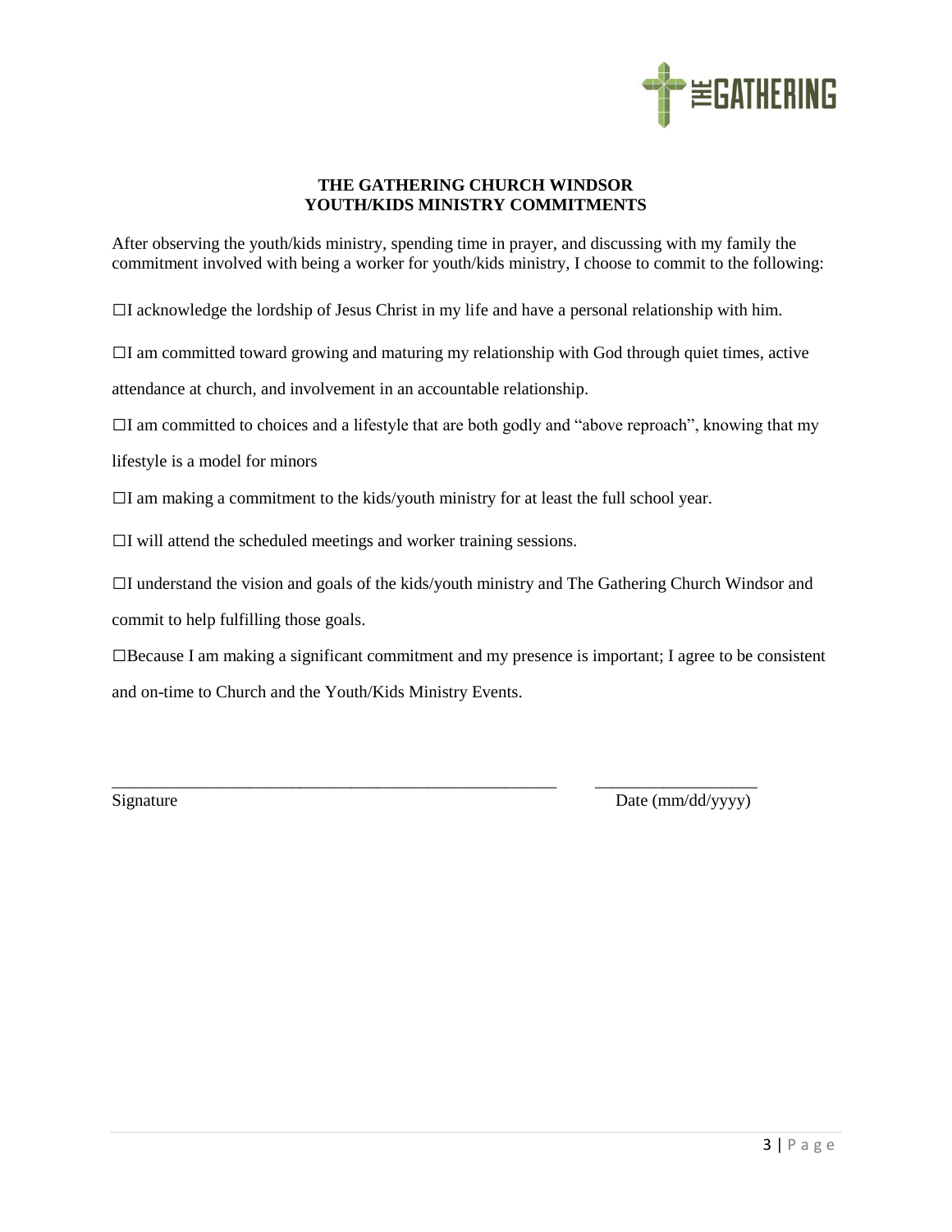**THE GATHERING CHURCH WINDSOR**
**YOUTH/KIDS MINISTRY COMMITMENTS**

After observing the youth/kids ministry, spending time in prayer, and discussing with my family the commitment involved with being a worker for youth/kids ministry, I choose to commit to the following:

☐I acknowledge the lordship of Jesus Christ in my life and have a personal relationship with him.

☐I am committed toward growing and maturing my relationship with God through quiet times, active attendance at church, and involvement in an accountable relationship.

☐I am committed to choices and a lifestyle that are both godly and "above reproach", knowing that my lifestyle is a model for minors

☐I am making a commitment to the kids/youth ministry for at least the full school year.

☐I will attend the scheduled meetings and worker training sessions.

☐I understand the vision and goals of the kids/youth ministry and The Gathering Church Windsor and commit to help fulfilling those goals.

☐Because I am making a significant commitment and my presence is important; I agree to be consistent and on-time to Church and the Youth/Kids Ministry Events.

______________________________________________________ ____________________

Signature Date (mm/dd/yyyy)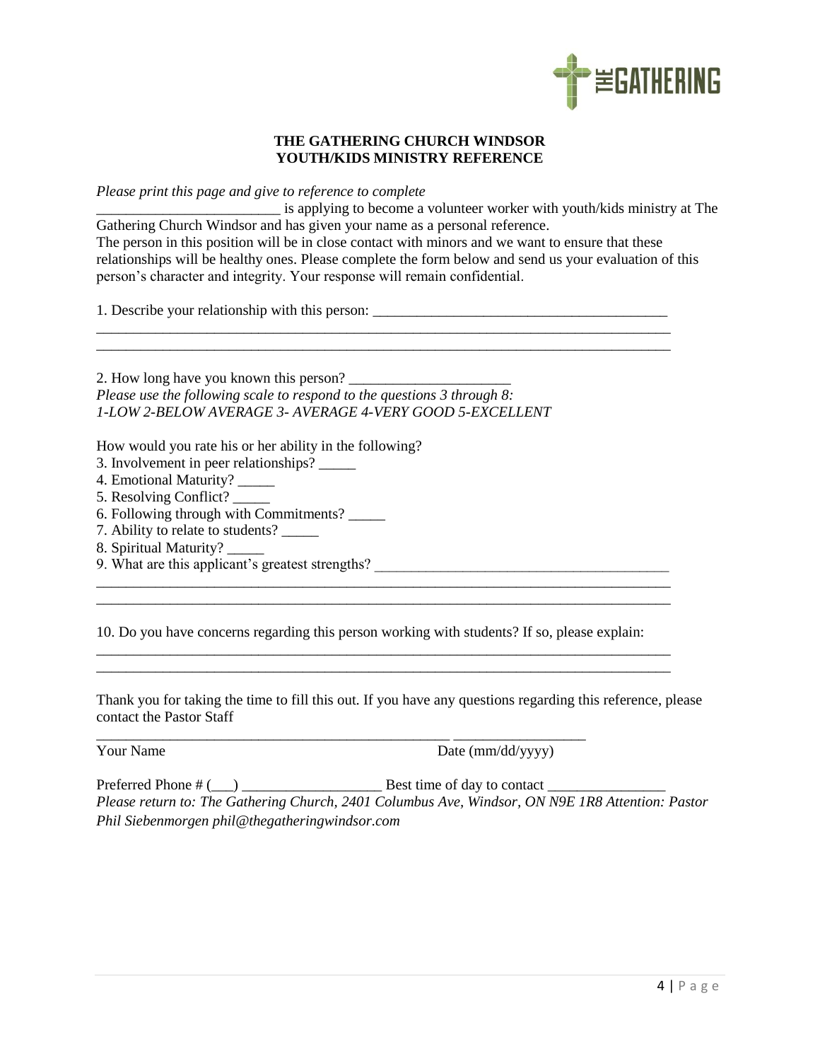**THE GATHERING CHURCH WINDSOR**
**YOUTH/KIDS MINISTRY REFERENCE**

*Please print this page and give to reference to complete*

________________________ is applying to become a volunteer worker with youth/kids ministry at The Gathering Church Windsor and has given your name as a personal reference.

The person in this position will be in close contact with minors and we want to ensure that these relationships will be healthy ones. Please complete the form below and send us your evaluation of this person's character and integrity. Your response will remain confidential.

1. Describe your relationship with this person: ________________________________________
________________________________________________________________________________
________________________________________________________________________________

2. How long have you known this person? _____________________

*Please use the following scale to respond to the questions 3 through 8:*
*1-LOW 2-BELOW AVERAGE 3- AVERAGE 4-VERY GOOD 5-EXCELLENT*

How would you rate his or her ability in the following?

3. Involvement in peer relationships? _____
4. Emotional Maturity? _____
5. Resolving Conflict? _____
6. Following through with Commitments? _____
7. Ability to relate to students? _____
8. Spiritual Maturity? _____
9. What are this applicant's greatest strengths? ________________________________________
________________________________________________________________________________
________________________________________________________________________________

10. Do you have concerns regarding this person working with students? If so, please explain:
________________________________________________________________________________
________________________________________________________________________________

Thank you for taking the time to fill this out. If you have any questions regarding this reference, please contact the Pastor Staff

_________________________________________________ _________________
Your Name Date (mm/dd/yyyy)

Preferred Phone # (___) __________________ Best time of day to contact _______________

*Please return to: The Gathering Church, 2401 Columbus Ave, Windsor, ON N9E 1R8 Attention: Pastor Phil Siebenmorgen phil@thegatheringwindsor.com*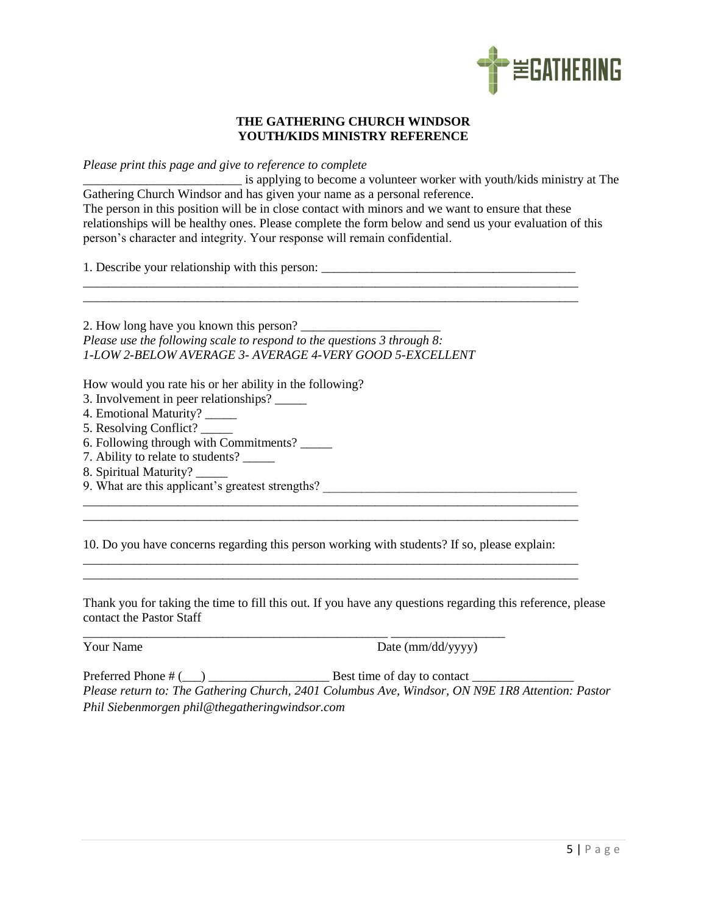# THE GATHERING CHURCH WINDSOR
## YOUTH/KIDS MINISTRY REFERENCE

*Please print this page and give to reference to complete*

________________________ is applying to become a volunteer worker with youth/kids ministry at The Gathering Church Windsor and has given your name as a personal reference.

The person in this position will be in close contact with minors and we want to ensure that these relationships will be healthy ones. Please complete the form below and send us your evaluation of this person's character and integrity. Your response will remain confidential.

1. Describe your relationship with this person: ________________________________________
________________________________________________________________________________
________________________________________________________________________________

2. How long have you known this person? ______________________

*Please use the following scale to respond to the questions 3 through 8:*
*1-LOW 2-BELOW AVERAGE 3- AVERAGE 4-VERY GOOD 5-EXCELLENT*

How would you rate his or her ability in the following?

3. Involvement in peer relationships? _____
4. Emotional Maturity? _____
5. Resolving Conflict? _____
6. Following through with Commitments? _____
7. Ability to relate to students? _____
8. Spiritual Maturity? _____
9. What are this applicant's greatest strengths? ________________________________________
________________________________________________________________________________
________________________________________________________________________________

10. Do you have concerns regarding this person working with students? If so, please explain:
________________________________________________________________________________
________________________________________________________________________________

Thank you for taking the time to fill this out. If you have any questions regarding this reference, please contact the Pastor Staff

_________________________________________________ _________________
Your Name Date (mm/dd/yyyy)

Preferred Phone # (___) ___________________ Best time of day to contact ________________

*Please return to: The Gathering Church, 2401 Columbus Ave, Windsor, ON N9E 1R8 Attention: Pastor Phil Siebenmorgen phil@thegatheringwindsor.com*